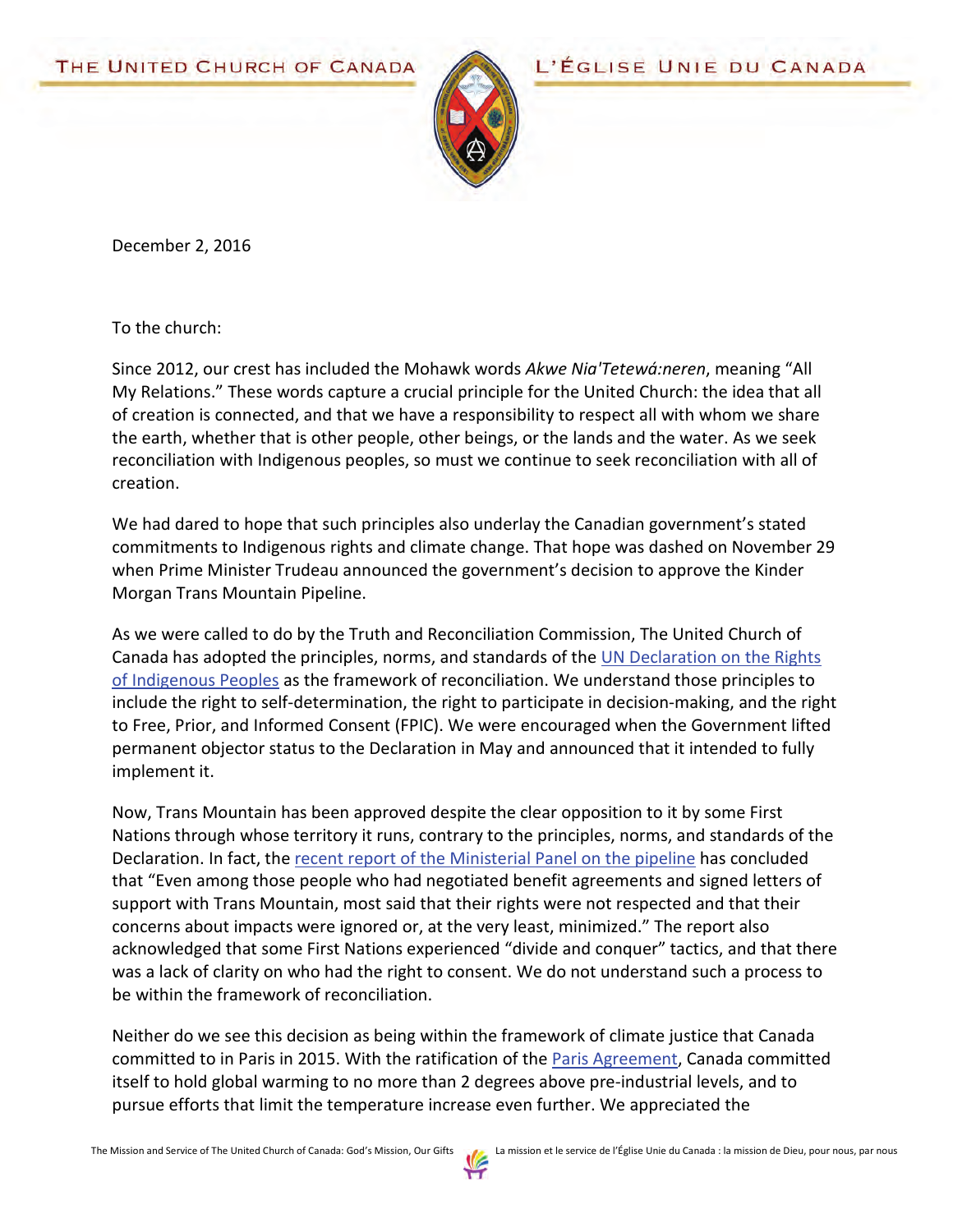THE UNITED CHURCH OF CANADA — L'ÉGLISE UNIE DU CANADA

December 2, 2016

To the church:

Since 2012, our crest has included the Mohawk words *Akwe Nia'Tetewá:neren*, meaning "All My Relations." These words capture a crucial principle for the United Church: the idea that all of creation is connected, and that we have a responsibility to respect all with whom we share the earth, whether that is other people, other beings, or the lands and the water. As we seek reconciliation with Indigenous peoples, so must we continue to seek reconciliation with all of creation.

We had dared to hope that such principles also underlay the Canadian government's stated commitments to Indigenous rights and climate change. That hope was dashed on November 29 when Prime Minister Trudeau announced the government's decision to approve the Kinder Morgan Trans Mountain Pipeline.

As we were called to do by the Truth and Reconciliation Commission, The United Church of Canada has adopted the principles, norms, and standards of the UN Declaration on the Rights of Indigenous Peoples as the framework of reconciliation. We understand those principles to include the right to self-determination, the right to participate in decision-making, and the right to Free, Prior, and Informed Consent (FPIC). We were encouraged when the Government lifted permanent objector status to the Declaration in May and announced that it intended to fully implement it.

Now, Trans Mountain has been approved despite the clear opposition to it by some First Nations through whose territory it runs, contrary to the principles, norms, and standards of the Declaration. In fact, the recent report of the Ministerial Panel on the pipeline has concluded that "Even among those people who had negotiated benefit agreements and signed letters of support with Trans Mountain, most said that their rights were not respected and that their concerns about impacts were ignored or, at the very least, minimized." The report also acknowledged that some First Nations experienced "divide and conquer" tactics, and that there was a lack of clarity on who had the right to consent. We do not understand such a process to be within the framework of reconciliation.

Neither do we see this decision as being within the framework of climate justice that Canada committed to in Paris in 2015. With the ratification of the Paris Agreement, Canada committed itself to hold global warming to no more than 2 degrees above pre-industrial levels, and to pursue efforts that limit the temperature increase even further. We appreciated the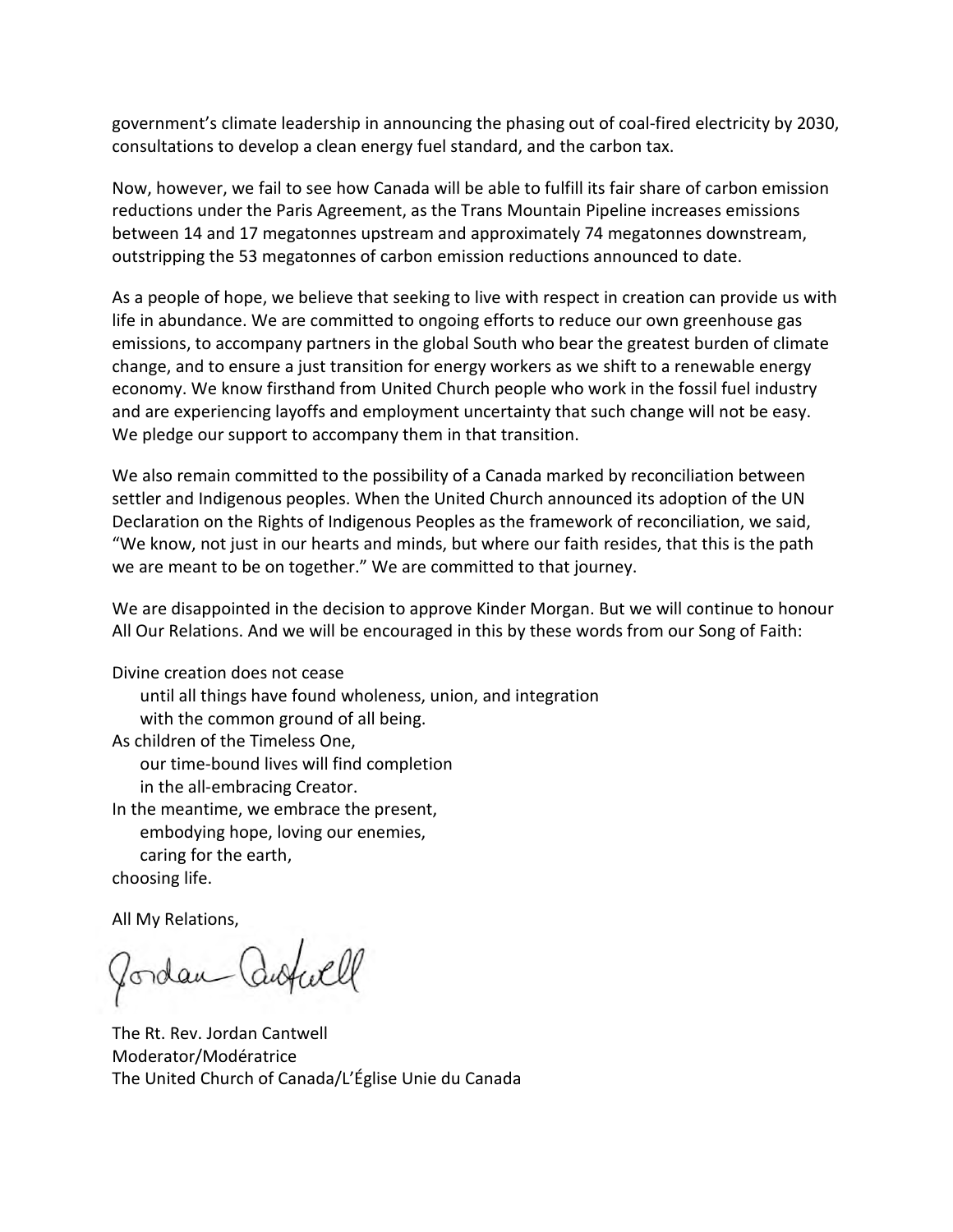government's climate leadership in announcing the phasing out of coal-fired electricity by 2030, consultations to develop a clean energy fuel standard, and the carbon tax.

Now, however, we fail to see how Canada will be able to fulfill its fair share of carbon emission reductions under the Paris Agreement, as the Trans Mountain Pipeline increases emissions between 14 and 17 megatonnes upstream and approximately 74 megatonnes downstream, outstripping the 53 megatonnes of carbon emission reductions announced to date.

As a people of hope, we believe that seeking to live with respect in creation can provide us with life in abundance. We are committed to ongoing efforts to reduce our own greenhouse gas emissions, to accompany partners in the global South who bear the greatest burden of climate change, and to ensure a just transition for energy workers as we shift to a renewable energy economy. We know firsthand from United Church people who work in the fossil fuel industry and are experiencing layoffs and employment uncertainty that such change will not be easy. We pledge our support to accompany them in that transition.

We also remain committed to the possibility of a Canada marked by reconciliation between settler and Indigenous peoples. When the United Church announced its adoption of the UN Declaration on the Rights of Indigenous Peoples as the framework of reconciliation, we said, "We know, not just in our hearts and minds, but where our faith resides, that this is the path we are meant to be on together." We are committed to that journey.

We are disappointed in the decision to approve Kinder Morgan. But we will continue to honour All Our Relations. And we will be encouraged in this by these words from our Song of Faith:

Divine creation does not cease  
    until all things have found wholeness, union, and integration  
    with the common ground of all being.  
As children of the Timeless One,  
    our time-bound lives will find completion  
    in the all-embracing Creator.  
In the meantime, we embrace the present,  
    embodying hope, loving our enemies,  
    caring for the earth,  
choosing life.

All My Relations,

Jordan Cantwell

The Rt. Rev. Jordan Cantwell  
Moderator/Modératrice  
The United Church of Canada/L'Église Unie du Canada